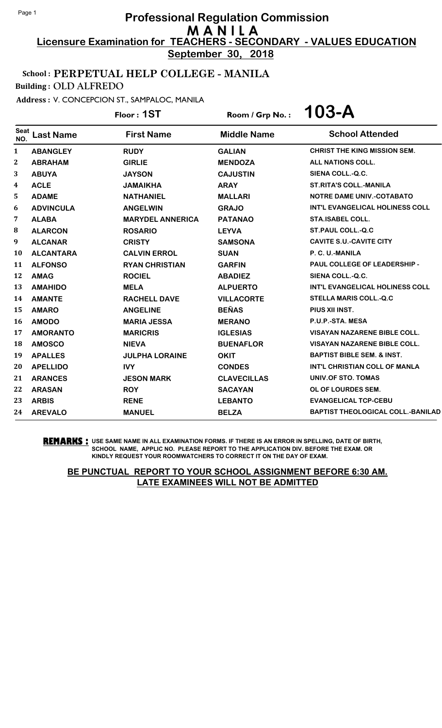# Professional Regulation Commission
## M A N I L A
### Licensure Examination for TEACHERS - SECONDARY - VALUES EDUCATION
**September 30, 2018**

**School : PERPETUAL HELP COLLEGE - MANILA**
**Building : OLD ALFREDO**
**Address : V. CONCEPCION ST., SAMPALOC, MANILA**

**Floor : 1ST** | **Room / Grp No. : 103-A**

| Seat NO. | Last Name | First Name | Middle Name | School Attended |
|---|---|---|---|---|
| 1 | ABANGLEY | RUDY | GALIAN | CHRIST THE KING MISSION SEM. |
| 2 | ABRAHAM | GIRLIE | MENDOZA | ALL NATIONS COLL. |
| 3 | ABUYA | JAYSON | CAJUSTIN | SIENA COLL.-Q.C. |
| 4 | ACLE | JAMAIKHA | ARAY | ST.RITA'S COLL.-MANILA |
| 5 | ADAME | NATHANIEL | MALLARI | NOTRE DAME UNIV.-COTABATO |
| 6 | ADVINCULA | ANGELWIN | GRAJO | INT'L EVANGELICAL HOLINESS COLL |
| 7 | ALABA | MARYDEL ANNERICA | PATANAO | STA.ISABEL COLL. |
| 8 | ALARCON | ROSARIO | LEYVA | ST.PAUL COLL.-Q.C |
| 9 | ALCANAR | CRISTY | SAMSONA | CAVITE S.U.-CAVITE CITY |
| 10 | ALCANTARA | CALVIN ERROL | SUAN | P. C. U.-MANILA |
| 11 | ALFONSO | RYAN CHRISTIAN | GARFIN | PAUL COLLEGE OF LEADERSHIP - |
| 12 | AMAG | ROCIEL | ABADIEZ | SIENA COLL.-Q.C. |
| 13 | AMAHIDO | MELA | ALPUERTO | INT'L EVANGELICAL HOLINESS COLL |
| 14 | AMANTE | RACHELL DAVE | VILLACORTE | STELLA MARIS COLL.-Q.C |
| 15 | AMARO | ANGELINE | BEÑAS | PIUS XII INST. |
| 16 | AMODO | MARIA JESSA | MERANO | P.U.P.-STA. MESA |
| 17 | AMORANTO | MARICRIS | IGLESIAS | VISAYAN NAZARENE BIBLE COLL. |
| 18 | AMOSCO | NIEVA | BUENAFLOR | VISAYAN NAZARENE BIBLE COLL. |
| 19 | APALLES | JULPHA LORAINE | OKIT | BAPTIST BIBLE SEM. & INST. |
| 20 | APELLIDO | IVY | CONDES | INT'L CHRISTIAN COLL OF MANLA |
| 21 | ARANCES | JESON MARK | CLAVECILLAS | UNIV.OF STO. TOMAS |
| 22 | ARASAN | ROY | SACAYAN | OL OF LOURDES SEM. |
| 23 | ARBIS | RENE | LEBANTO | EVANGELICAL TCP-CEBU |
| 24 | AREVALO | MANUEL | BELZA | BAPTIST THEOLOGICAL COLL.-BANILAD |

**REMARKS :** USE SAME NAME IN ALL EXAMINATION FORMS. IF THERE IS AN ERROR IN SPELLING, DATE OF BIRTH, SCHOOL NAME, APPLIC NO. PLEASE REPORT TO THE APPLICATION DIV. BEFORE THE EXAM. OR KINDLY REQUEST YOUR ROOMWATCHERS TO CORRECT IT ON THE DAY OF EXAM.

**BE PUNCTUAL REPORT TO YOUR SCHOOL ASSIGNMENT BEFORE 6:30 AM. LATE EXAMINEES WILL NOT BE ADMITTED**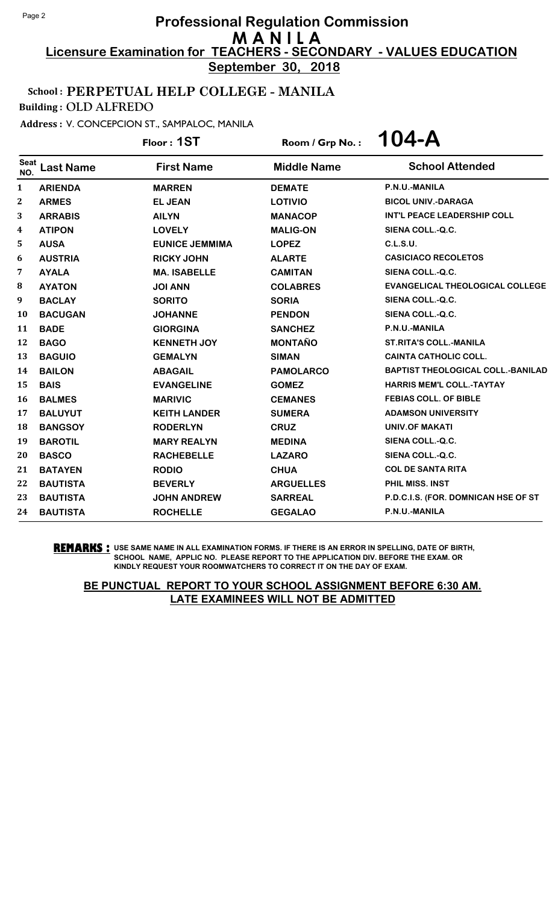# Professional Regulation Commission
## M A N I L A
### Licensure Examination for TEACHERS - SECONDARY - VALUES EDUCATION
**September 30, 2018**

**School : PERPETUAL HELP COLLEGE - MANILA**

**Building : OLD ALFREDO**

**Address : V. CONCEPCION ST., SAMPALOC, MANILA**

**Floor : 1ST** | **Room / Grp No. : 104-A**

| Seat NO. | Last Name | First Name | Middle Name | School Attended |
|---|---|---|---|---|
| 1 | ARIENDA | MARREN | DEMATE | P.N.U.-MANILA |
| 2 | ARMES | EL JEAN | LOTIVIO | BICOL UNIV.-DARAGA |
| 3 | ARRABIS | AILYN | MANACOP | INT'L PEACE LEADERSHIP COLL |
| 4 | ATIPON | LOVELY | MALIG-ON | SIENA COLL.-Q.C. |
| 5 | AUSA | EUNICE JEMMIMA | LOPEZ | C.L.S.U. |
| 6 | AUSTRIA | RICKY JOHN | ALARTE | CASICIACO RECOLETOS |
| 7 | AYALA | MA. ISABELLE | CAMITAN | SIENA COLL.-Q.C. |
| 8 | AYATON | JOI ANN | COLABRES | EVANGELICAL THEOLOGICAL COLLEGE |
| 9 | BACLAY | SORITO | SORIA | SIENA COLL.-Q.C. |
| 10 | BACUGAN | JOHANNE | PENDON | SIENA COLL.-Q.C. |
| 11 | BADE | GIORGINA | SANCHEZ | P.N.U.-MANILA |
| 12 | BAGO | KENNETH JOY | MONTAÑO | ST.RITA'S COLL.-MANILA |
| 13 | BAGUIO | GEMALYN | SIMAN | CAINTA CATHOLIC COLL. |
| 14 | BAILON | ABAGAIL | PAMOLARCO | BAPTIST THEOLOGICAL COLL.-BANILAD |
| 15 | BAIS | EVANGELINE | GOMEZ | HARRIS MEM'L COLL.-TAYTAY |
| 16 | BALMES | MARIVIC | CEMANES | FEBIAS COLL. OF BIBLE |
| 17 | BALUYUT | KEITH LANDER | SUMERA | ADAMSON UNIVERSITY |
| 18 | BANGSOY | RODERLYN | CRUZ | UNIV.OF MAKATI |
| 19 | BAROTIL | MARY REALYN | MEDINA | SIENA COLL.-Q.C. |
| 20 | BASCO | RACHEBELLE | LAZARO | SIENA COLL.-Q.C. |
| 21 | BATAYEN | RODIO | CHUA | COL DE SANTA RITA |
| 22 | BAUTISTA | BEVERLY | ARGUELLES | PHIL MISS. INST |
| 23 | BAUTISTA | JOHN ANDREW | SARREAL | P.D.C.I.S. (FOR. DOMNICAN HSE OF ST |
| 24 | BAUTISTA | ROCHELLE | GEGALAO | P.N.U.-MANILA |

**REMARKS :** USE SAME NAME IN ALL EXAMINATION FORMS. IF THERE IS AN ERROR IN SPELLING, DATE OF BIRTH, SCHOOL NAME, APPLIC NO. PLEASE REPORT TO THE APPLICATION DIV. BEFORE THE EXAM. OR KINDLY REQUEST YOUR ROOMWATCHERS TO CORRECT IT ON THE DAY OF EXAM.

**BE PUNCTUAL REPORT TO YOUR SCHOOL ASSIGNMENT BEFORE 6:30 AM. LATE EXAMINEES WILL NOT BE ADMITTED**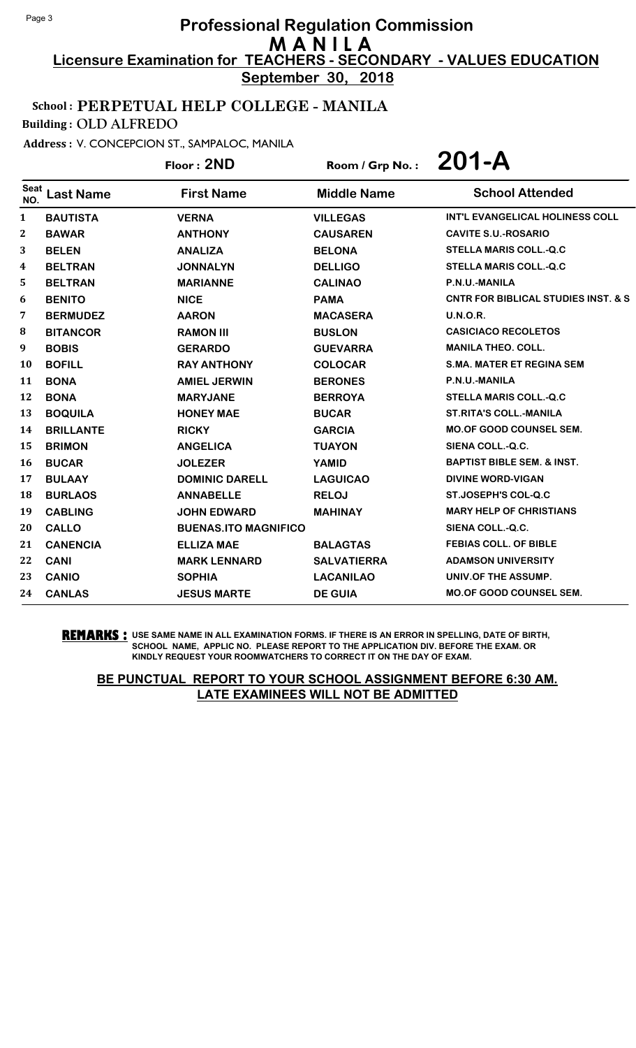# Professional Regulation Commission

## MANILA

### Licensure Examination for TEACHERS - SECONDARY - VALUES EDUCATION

**September 30, 2018**

**School : PERPETUAL HELP COLLEGE - MANILA**

**Building : OLD ALFREDO**

**Address : V. CONCEPCION ST., SAMPALOC, MANILA**

**Floor : 2ND** | **Room / Grp No. : 201-A**

| Seat NO. | Last Name | First Name | Middle Name | School Attended |
|---|---|---|---|---|
| 1 | BAUTISTA | VERNA | VILLEGAS | INT'L EVANGELICAL HOLINESS COLL |
| 2 | BAWAR | ANTHONY | CAUSAREN | CAVITE S.U.-ROSARIO |
| 3 | BELEN | ANALIZA | BELONA | STELLA MARIS COLL.-Q.C |
| 4 | BELTRAN | JONNALYN | DELLIGO | STELLA MARIS COLL.-Q.C |
| 5 | BELTRAN | MARIANNE | CALINAO | P.N.U.-MANILA |
| 6 | BENITO | NICE | PAMA | CNTR FOR BIBLICAL STUDIES INST. & S |
| 7 | BERMUDEZ | AARON | MACASERA | U.N.O.R. |
| 8 | BITANCOR | RAMON III | BUSLON | CASICIACO RECOLETOS |
| 9 | BOBIS | GERARDO | GUEVARRA | MANILA THEO. COLL. |
| 10 | BOFILL | RAY ANTHONY | COLOCAR | S.MA. MATER ET REGINA SEM |
| 11 | BONA | AMIEL JERWIN | BERONES | P.N.U.-MANILA |
| 12 | BONA | MARYJANE | BERROYA | STELLA MARIS COLL.-Q.C |
| 13 | BOQUILA | HONEY MAE | BUCAR | ST.RITA'S COLL.-MANILA |
| 14 | BRILLANTE | RICKY | GARCIA | MO.OF GOOD COUNSEL SEM. |
| 15 | BRIMON | ANGELICA | TUAYON | SIENA COLL.-Q.C. |
| 16 | BUCAR | JOLEZER | YAMID | BAPTIST BIBLE SEM. & INST. |
| 17 | BULAAY | DOMINIC DARELL | LAGUICAO | DIVINE WORD-VIGAN |
| 18 | BURLAOS | ANNABELLE | RELOJ | ST.JOSEPH'S COL-Q.C |
| 19 | CABLING | JOHN EDWARD | MAHINAY | MARY HELP OF CHRISTIANS |
| 20 | CALLO | BUENAS.ITO MAGNIFICO | | SIENA COLL.-Q.C. |
| 21 | CANENCIA | ELLIZA MAE | BALAGTAS | FEBIAS COLL. OF BIBLE |
| 22 | CANI | MARK LENNARD | SALVATIERRA | ADAMSON UNIVERSITY |
| 23 | CANIO | SOPHIA | LACANILAO | UNIV.OF THE ASSUMP. |
| 24 | CANLAS | JESUS MARTE | DE GUIA | MO.OF GOOD COUNSEL SEM. |

**REMARKS :** USE SAME NAME IN ALL EXAMINATION FORMS. IF THERE IS AN ERROR IN SPELLING, DATE OF BIRTH, SCHOOL NAME, APPLIC NO. PLEASE REPORT TO THE APPLICATION DIV. BEFORE THE EXAM. OR KINDLY REQUEST YOUR ROOMWATCHERS TO CORRECT IT ON THE DAY OF EXAM.

**BE PUNCTUAL REPORT TO YOUR SCHOOL ASSIGNMENT BEFORE 6:30 AM. LATE EXAMINEES WILL NOT BE ADMITTED**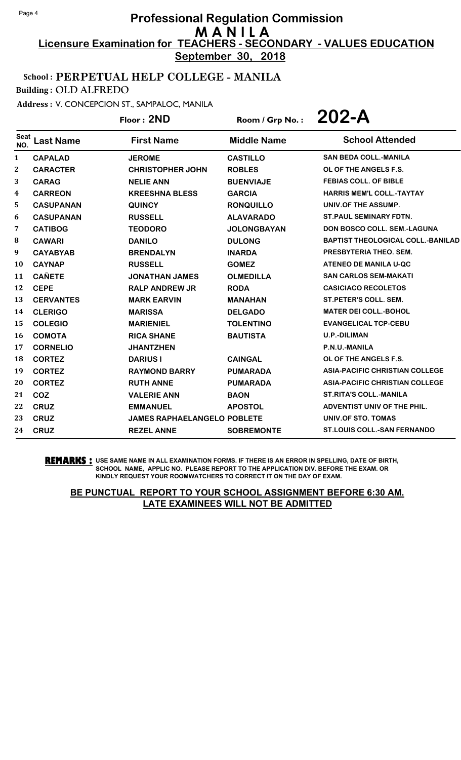# Professional Regulation Commission
## MANILA
### Licensure Examination for TEACHERS - SECONDARY - VALUES EDUCATION
**September 30, 2018**

**School : PERPETUAL HELP COLLEGE - MANILA**

**Building : OLD ALFREDO**

**Address : V. CONCEPCION ST., SAMPALOC, MANILA**

**Floor : 2ND** | **Room / Grp No. : 202-A**

| Seat NO. | Last Name | First Name | Middle Name | School Attended |
|---|---|---|---|---|
| 1 | CAPALAD | JEROME | CASTILLO | SAN BEDA COLL.-MANILA |
| 2 | CARACTER | CHRISTOPHER JOHN | ROBLES | OL OF THE ANGELS F.S. |
| 3 | CARAG | NELIE ANN | BUENVIAJE | FEBIAS COLL. OF BIBLE |
| 4 | CARREON | KREESHNA BLESS | GARCIA | HARRIS MEM'L COLL.-TAYTAY |
| 5 | CASUPANAN | QUINCY | RONQUILLO | UNIV.OF THE ASSUMP. |
| 6 | CASUPANAN | RUSSELL | ALAVARADO | ST.PAUL SEMINARY FDTN. |
| 7 | CATIBOG | TEODORO | JOLONGBAYAN | DON BOSCO COLL. SEM.-LAGUNA |
| 8 | CAWARI | DANILO | DULONG | BAPTIST THEOLOGICAL COLL.-BANILAD |
| 9 | CAYABYAB | BRENDALYN | INARDA | PRESBYTERIA THEO. SEM. |
| 10 | CAYNAP | RUSSELL | GOMEZ | ATENEO DE MANILA U-QC |
| 11 | CAÑETE | JONATHAN JAMES | OLMEDILLA | SAN CARLOS SEM-MAKATI |
| 12 | CEPE | RALP ANDREW JR | RODA | CASICIACO RECOLETOS |
| 13 | CERVANTES | MARK EARVIN | MANAHAN | ST.PETER'S COLL. SEM. |
| 14 | CLERIGO | MARISSA | DELGADO | MATER DEI COLL.-BOHOL |
| 15 | COLEGIO | MARIENIEL | TOLENTINO | EVANGELICAL TCP-CEBU |
| 16 | COMOTA | RICA SHANE | BAUTISTA | U.P.-DILIMAN |
| 17 | CORNELIO | JHANTZHEN | | P.N.U.-MANILA |
| 18 | CORTEZ | DARIUS I | CAINGAL | OL OF THE ANGELS F.S. |
| 19 | CORTEZ | RAYMOND BARRY | PUMARADA | ASIA-PACIFIC CHRISTIAN COLLEGE |
| 20 | CORTEZ | RUTH ANNE | PUMARADA | ASIA-PACIFIC CHRISTIAN COLLEGE |
| 21 | COZ | VALERIE ANN | BAON | ST.RITA'S COLL.-MANILA |
| 22 | CRUZ | EMMANUEL | APOSTOL | ADVENTIST UNIV OF THE PHIL. |
| 23 | CRUZ | JAMES RAPHAELANGELO | POBLETE | UNIV.OF STO. TOMAS |
| 24 | CRUZ | REZEL ANNE | SOBREMONTE | ST.LOUIS COLL.-SAN FERNANDO |

**REMARKS :** USE SAME NAME IN ALL EXAMINATION FORMS. IF THERE IS AN ERROR IN SPELLING, DATE OF BIRTH, SCHOOL NAME, APPLIC NO. PLEASE REPORT TO THE APPLICATION DIV. BEFORE THE EXAM. OR KINDLY REQUEST YOUR ROOMWATCHERS TO CORRECT IT ON THE DAY OF EXAM.

**BE PUNCTUAL REPORT TO YOUR SCHOOL ASSIGNMENT BEFORE 6:30 AM. LATE EXAMINEES WILL NOT BE ADMITTED**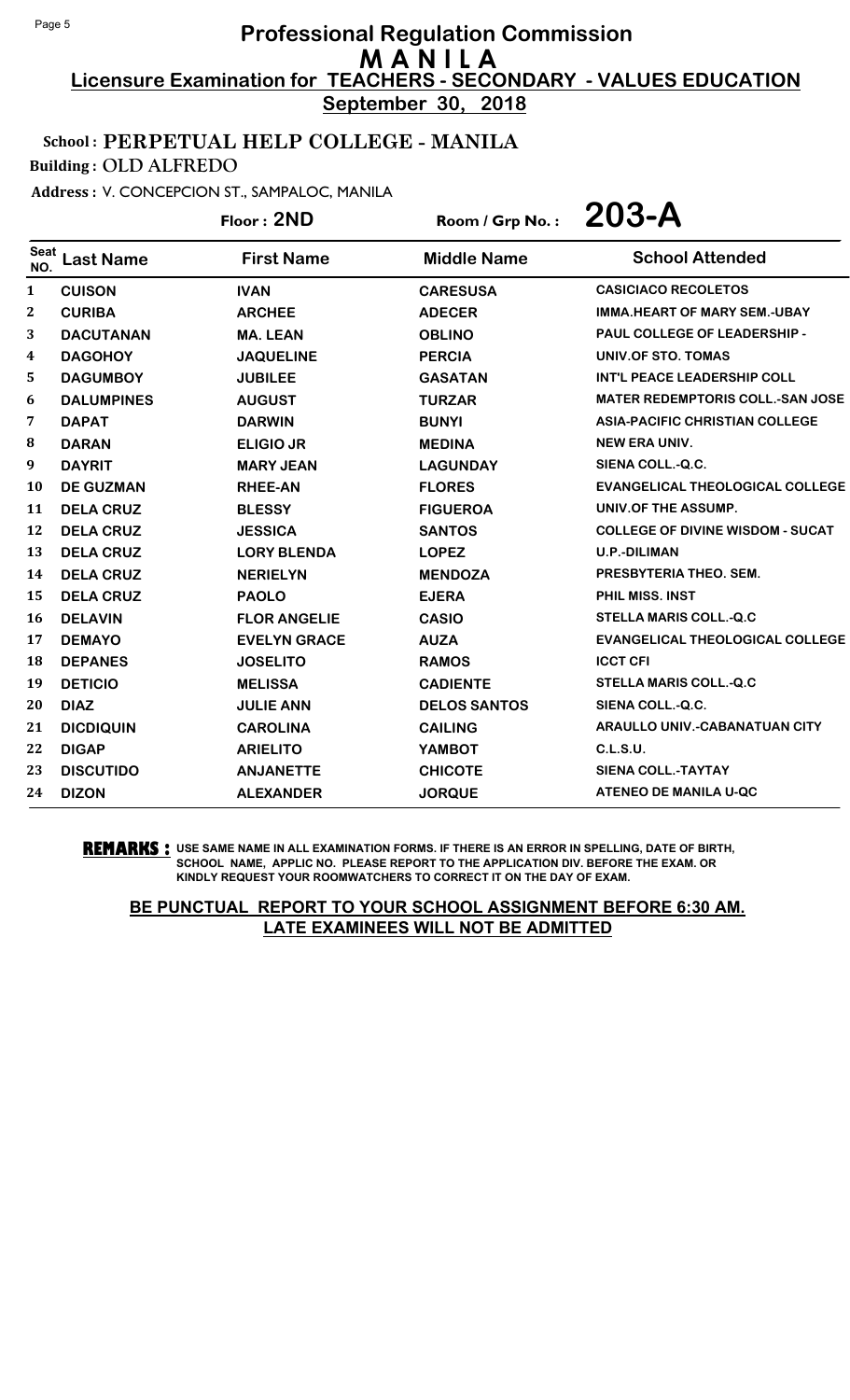# Professional Regulation Commission

## M A N I L A

**Licensure Examination for TEACHERS - SECONDARY - VALUES EDUCATION**

**September 30, 2018**

School : **PERPETUAL HELP COLLEGE - MANILA**

Building : **OLD ALFREDO**

Address : V. CONCEPCION ST., SAMPALOC, MANILA

Floor : **2ND** Room / Grp No. : **203-A**

| Seat NO. | Last Name | First Name | Middle Name | School Attended |
|---|---|---|---|---|
| 1 | CUISON | IVAN | CARESUSA | CASICIACO RECOLETOS |
| 2 | CURIBA | ARCHEE | ADECER | IMMA.HEART OF MARY SEM.-UBAY |
| 3 | DACUTANAN | MA. LEAN | OBLINO | PAUL COLLEGE OF LEADERSHIP - |
| 4 | DAGOHOY | JAQUELINE | PERCIA | UNIV.OF STO. TOMAS |
| 5 | DAGUMBOY | JUBILEE | GASATAN | INT'L PEACE LEADERSHIP COLL |
| 6 | DALUMPINES | AUGUST | TURZAR | MATER REDEMPTORIS COLL.-SAN JOSE |
| 7 | DAPAT | DARWIN | BUNYI | ASIA-PACIFIC CHRISTIAN COLLEGE |
| 8 | DARAN | ELIGIO JR | MEDINA | NEW ERA UNIV. |
| 9 | DAYRIT | MARY JEAN | LAGUNDAY | SIENA COLL.-Q.C. |
| 10 | DE GUZMAN | RHEE-AN | FLORES | EVANGELICAL THEOLOGICAL COLLEGE |
| 11 | DELA CRUZ | BLESSY | FIGUEROA | UNIV.OF THE ASSUMP. |
| 12 | DELA CRUZ | JESSICA | SANTOS | COLLEGE OF DIVINE WISDOM - SUCAT |
| 13 | DELA CRUZ | LORY BLENDA | LOPEZ | U.P.-DILIMAN |
| 14 | DELA CRUZ | NERIELYN | MENDOZA | PRESBYTERIA THEO. SEM. |
| 15 | DELA CRUZ | PAOLO | EJERA | PHIL MISS. INST |
| 16 | DELAVIN | FLOR ANGELIE | CASIO | STELLA MARIS COLL.-Q.C |
| 17 | DEMAYO | EVELYN GRACE | AUZA | EVANGELICAL THEOLOGICAL COLLEGE |
| 18 | DEPANES | JOSELITO | RAMOS | ICCT CFI |
| 19 | DETICIO | MELISSA | CADIENTE | STELLA MARIS COLL.-Q.C |
| 20 | DIAZ | JULIE ANN | DELOS SANTOS | SIENA COLL.-Q.C. |
| 21 | DICDIQUIN | CAROLINA | CAILING | ARAULLO UNIV.-CABANATUAN CITY |
| 22 | DIGAP | ARIELITO | YAMBOT | C.L.S.U. |
| 23 | DISCUTIDO | ANJANETTE | CHICOTE | SIENA COLL.-TAYTAY |
| 24 | DIZON | ALEXANDER | JORQUE | ATENEO DE MANILA U-QC |

**REMARKS :** USE SAME NAME IN ALL EXAMINATION FORMS. IF THERE IS AN ERROR IN SPELLING, DATE OF BIRTH, SCHOOL NAME, APPLIC NO. PLEASE REPORT TO THE APPLICATION DIV. BEFORE THE EXAM. OR KINDLY REQUEST YOUR ROOMWATCHERS TO CORRECT IT ON THE DAY OF EXAM.

**BE PUNCTUAL REPORT TO YOUR SCHOOL ASSIGNMENT BEFORE 6:30 AM. LATE EXAMINEES WILL NOT BE ADMITTED**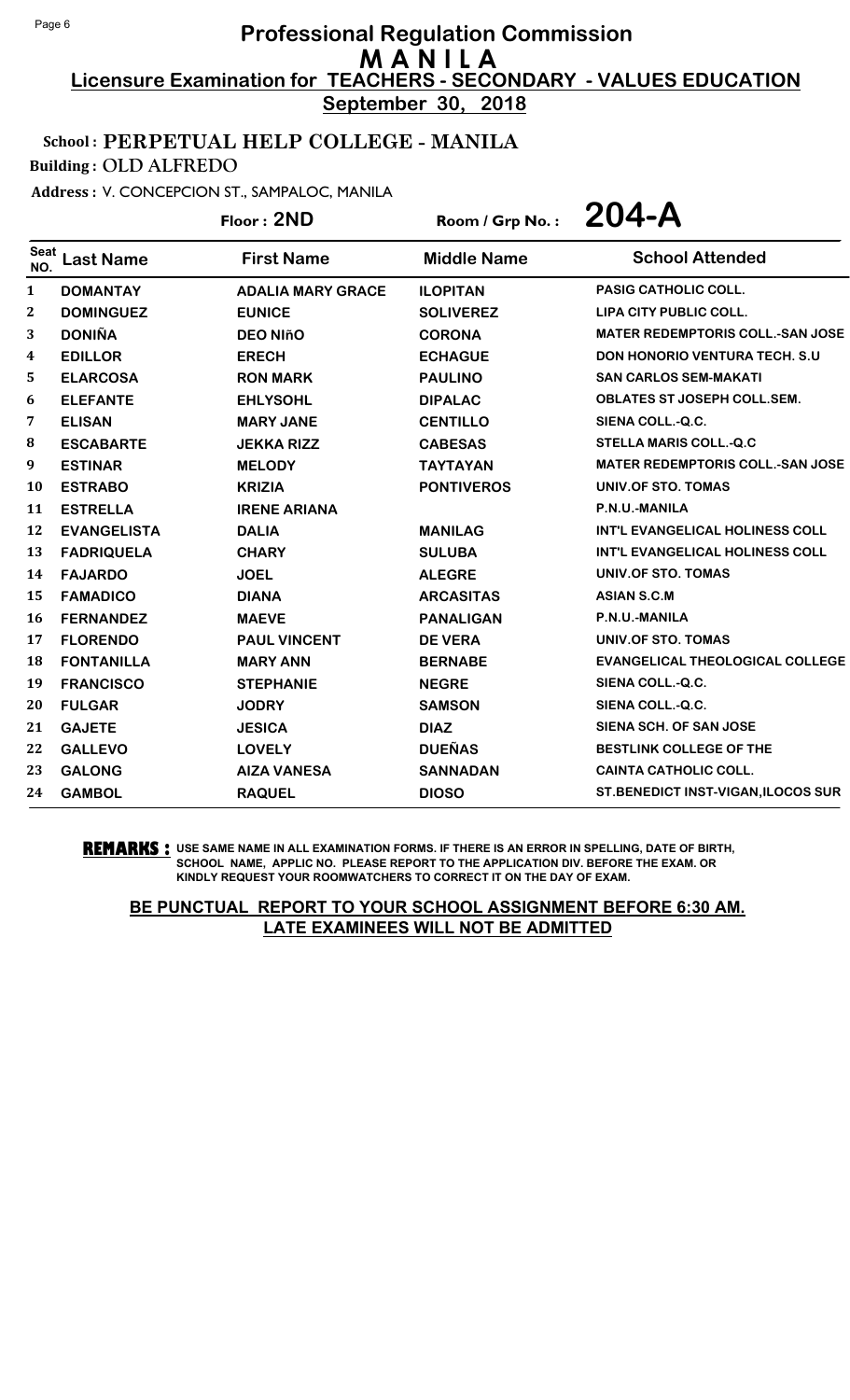# Professional Regulation Commission
## M A N I L A
### Licensure Examination for TEACHERS - SECONDARY - VALUES EDUCATION
**September 30, 2018**

**School : PERPETUAL HELP COLLEGE - MANILA**
**Building : OLD ALFREDO**
**Address : V. CONCEPCION ST., SAMPALOC, MANILA**

**Floor : 2ND** Room / Grp No. : **204-A**

| Seat NO. | Last Name | First Name | Middle Name | School Attended |
|---|---|---|---|---|
| 1 | DOMANTAY | ADALIA MARY GRACE | ILOPITAN | PASIG CATHOLIC COLL. |
| 2 | DOMINGUEZ | EUNICE | SOLIVEREZ | LIPA CITY PUBLIC COLL. |
| 3 | DONIÑA | DEO NIñO | CORONA | MATER REDEMPTORIS COLL.-SAN JOSE |
| 4 | EDILLOR | ERECH | ECHAGUE | DON HONORIO VENTURA TECH. S.U |
| 5 | ELARCOSA | RON MARK | PAULINO | SAN CARLOS SEM-MAKATI |
| 6 | ELEFANTE | EHLYSOHL | DIPALAC | OBLATES ST JOSEPH COLL.SEM. |
| 7 | ELISAN | MARY JANE | CENTILLO | SIENA COLL.-Q.C. |
| 8 | ESCABARTE | JEKKA RIZZ | CABESAS | STELLA MARIS COLL.-Q.C |
| 9 | ESTINAR | MELODY | TAYTAYAN | MATER REDEMPTORIS COLL.-SAN JOSE |
| 10 | ESTRABO | KRIZIA | PONTIVEROS | UNIV.OF STO. TOMAS |
| 11 | ESTRELLA | IRENE ARIANA | | P.N.U.-MANILA |
| 12 | EVANGELISTA | DALIA | MANILAG | INT'L EVANGELICAL HOLINESS COLL |
| 13 | FADRIQUELA | CHARY | SULUBA | INT'L EVANGELICAL HOLINESS COLL |
| 14 | FAJARDO | JOEL | ALEGRE | UNIV.OF STO. TOMAS |
| 15 | FAMADICO | DIANA | ARCASITAS | ASIAN S.C.M |
| 16 | FERNANDEZ | MAEVE | PANALIGAN | P.N.U.-MANILA |
| 17 | FLORENDO | PAUL VINCENT | DE VERA | UNIV.OF STO. TOMAS |
| 18 | FONTANILLA | MARY ANN | BERNABE | EVANGELICAL THEOLOGICAL COLLEGE |
| 19 | FRANCISCO | STEPHANIE | NEGRE | SIENA COLL.-Q.C. |
| 20 | FULGAR | JODRY | SAMSON | SIENA COLL.-Q.C. |
| 21 | GAJETE | JESICA | DIAZ | SIENA SCH. OF SAN JOSE |
| 22 | GALLEVO | LOVELY | DUEÑAS | BESTLINK COLLEGE OF THE |
| 23 | GALONG | AIZA VANESA | SANNADAN | CAINTA CATHOLIC COLL. |
| 24 | GAMBOL | RAQUEL | DIOSO | ST.BENEDICT INST-VIGAN,ILOCOS SUR |

**REMARKS :** USE SAME NAME IN ALL EXAMINATION FORMS. IF THERE IS AN ERROR IN SPELLING, DATE OF BIRTH, SCHOOL NAME, APPLIC NO. PLEASE REPORT TO THE APPLICATION DIV. BEFORE THE EXAM. OR KINDLY REQUEST YOUR ROOMWATCHERS TO CORRECT IT ON THE DAY OF EXAM.

**BE PUNCTUAL REPORT TO YOUR SCHOOL ASSIGNMENT BEFORE 6:30 AM. LATE EXAMINEES WILL NOT BE ADMITTED**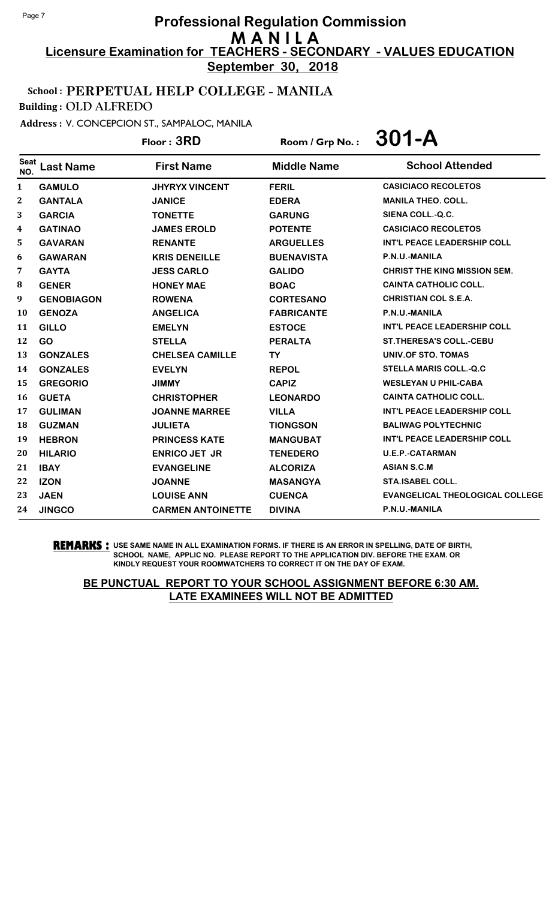# Professional Regulation Commission
## M A N I L A
### Licensure Examination for TEACHERS - SECONDARY - VALUES EDUCATION
**September 30, 2018**

**School : PERPETUAL HELP COLLEGE - MANILA**
**Building : OLD ALFREDO**
**Address : V. CONCEPCION ST., SAMPALOC, MANILA**

**Floor : 3RD** | **Room / Grp No. : 301-A**

| Seat NO. | Last Name | First Name | Middle Name | School Attended |
|---|---|---|---|---|
| 1 | GAMULO | JHYRYX VINCENT | FERIL | CASICIACO RECOLETOS |
| 2 | GANTALA | JANICE | EDERA | MANILA THEO. COLL. |
| 3 | GARCIA | TONETTE | GARUNG | SIENA COLL.-Q.C. |
| 4 | GATINAO | JAMES EROLD | POTENTE | CASICIACO RECOLETOS |
| 5 | GAVARAN | RENANTE | ARGUELLES | INT'L PEACE LEADERSHIP COLL |
| 6 | GAWARAN | KRIS DENEILLE | BUENAVISTA | P.N.U.-MANILA |
| 7 | GAYTA | JESS CARLO | GALIDO | CHRIST THE KING MISSION SEM. |
| 8 | GENER | HONEY MAE | BOAC | CAINTA CATHOLIC COLL. |
| 9 | GENOBIAGON | ROWENA | CORTESANO | CHRISTIAN COL S.E.A. |
| 10 | GENOZA | ANGELICA | FABRICANTE | P.N.U.-MANILA |
| 11 | GILLO | EMELYN | ESTOCE | INT'L PEACE LEADERSHIP COLL |
| 12 | GO | STELLA | PERALTA | ST.THERESA'S COLL.-CEBU |
| 13 | GONZALES | CHELSEA CAMILLE | TY | UNIV.OF STO. TOMAS |
| 14 | GONZALES | EVELYN | REPOL | STELLA MARIS COLL.-Q.C |
| 15 | GREGORIO | JIMMY | CAPIZ | WESLEYAN U PHIL-CABA |
| 16 | GUETA | CHRISTOPHER | LEONARDO | CAINTA CATHOLIC COLL. |
| 17 | GULIMAN | JOANNE MARREE | VILLA | INT'L PEACE LEADERSHIP COLL |
| 18 | GUZMAN | JULIETA | TIONGSON | BALIWAG POLYTECHNIC |
| 19 | HEBRON | PRINCESS KATE | MANGUBAT | INT'L PEACE LEADERSHIP COLL |
| 20 | HILARIO | ENRICO JET JR | TENEDERO | U.E.P.-CATARMAN |
| 21 | IBAY | EVANGELINE | ALCORIZA | ASIAN S.C.M |
| 22 | IZON | JOANNE | MASANGYA | STA.ISABEL COLL. |
| 23 | JAEN | LOUISE ANN | CUENCA | EVANGELICAL THEOLOGICAL COLLEGE |
| 24 | JINGCO | CARMEN ANTOINETTE | DIVINA | P.N.U.-MANILA |

**REMARKS :** USE SAME NAME IN ALL EXAMINATION FORMS. IF THERE IS AN ERROR IN SPELLING, DATE OF BIRTH, SCHOOL NAME, APPLIC NO. PLEASE REPORT TO THE APPLICATION DIV. BEFORE THE EXAM. OR KINDLY REQUEST YOUR ROOMWATCHERS TO CORRECT IT ON THE DAY OF EXAM.

**BE PUNCTUAL REPORT TO YOUR SCHOOL ASSIGNMENT BEFORE 6:30 AM. LATE EXAMINEES WILL NOT BE ADMITTED**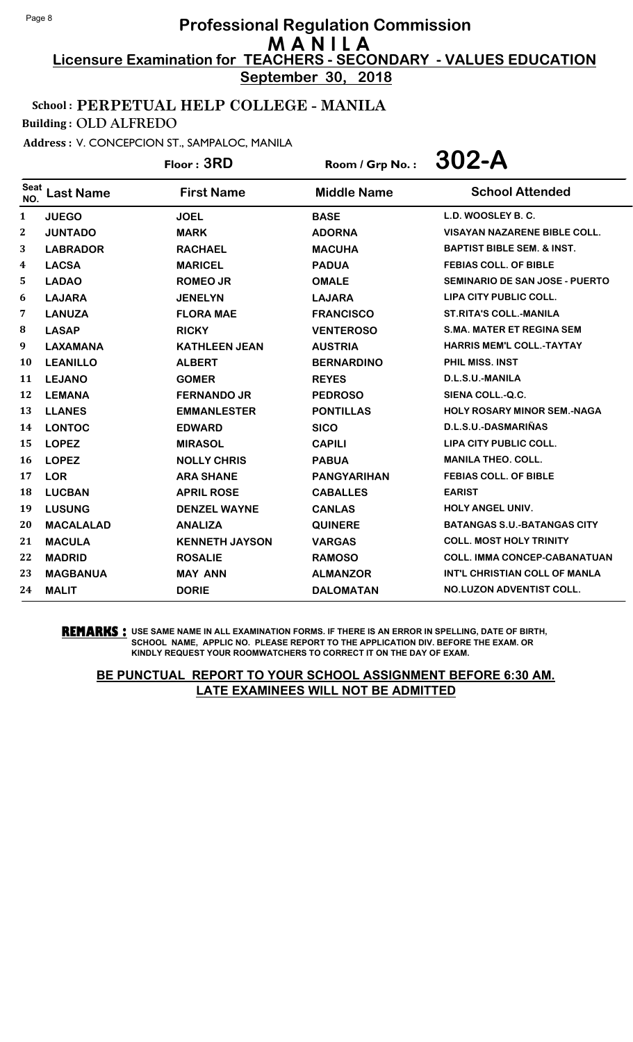# Professional Regulation Commission
## M A N I L A
### Licensure Examination for TEACHERS - SECONDARY - VALUES EDUCATION
**September 30, 2018**

**School : PERPETUAL HELP COLLEGE - MANILA**
**Building : OLD ALFREDO**
**Address : V. CONCEPCION ST., SAMPALOC, MANILA**

**Floor : 3RD** | **Room / Grp No. : 302-A**

| Seat NO. | Last Name | First Name | Middle Name | School Attended |
|---|---|---|---|---|
| 1 | JUEGO | JOEL | BASE | L.D. WOOSLEY B. C. |
| 2 | JUNTADO | MARK | ADORNA | VISAYAN NAZARENE BIBLE COLL. |
| 3 | LABRADOR | RACHAEL | MACUHA | BAPTIST BIBLE SEM. & INST. |
| 4 | LACSA | MARICEL | PADUA | FEBIAS COLL. OF BIBLE |
| 5 | LADAO | ROMEO JR | OMALE | SEMINARIO DE SAN JOSE - PUERTO |
| 6 | LAJARA | JENELYN | LAJARA | LIPA CITY PUBLIC COLL. |
| 7 | LANUZA | FLORA MAE | FRANCISCO | ST.RITA'S COLL.-MANILA |
| 8 | LASAP | RICKY | VENTEROSO | S.MA. MATER ET REGINA SEM |
| 9 | LAXAMANA | KATHLEEN JEAN | AUSTRIA | HARRIS MEM'L COLL.-TAYTAY |
| 10 | LEANILLO | ALBERT | BERNARDINO | PHIL MISS. INST |
| 11 | LEJANO | GOMER | REYES | D.L.S.U.-MANILA |
| 12 | LEMANA | FERNANDO JR | PEDROSO | SIENA COLL.-Q.C. |
| 13 | LLANES | EMMANLESTER | PONTILLAS | HOLY ROSARY MINOR SEM.-NAGA |
| 14 | LONTOC | EDWARD | SICO | D.L.S.U.-DASMARIÑAS |
| 15 | LOPEZ | MIRASOL | CAPILI | LIPA CITY PUBLIC COLL. |
| 16 | LOPEZ | NOLLY CHRIS | PABUA | MANILA THEO. COLL. |
| 17 | LOR | ARA SHANE | PANGYARIHAN | FEBIAS COLL. OF BIBLE |
| 18 | LUCBAN | APRIL ROSE | CABALLES | EARIST |
| 19 | LUSUNG | DENZEL WAYNE | CANLAS | HOLY ANGEL UNIV. |
| 20 | MACALALAD | ANALIZA | QUINERE | BATANGAS S.U.-BATANGAS CITY |
| 21 | MACULA | KENNETH JAYSON | VARGAS | COLL. MOST HOLY TRINITY |
| 22 | MADRID | ROSALIE | RAMOSO | COLL. IMMA CONCEP-CABANATUAN |
| 23 | MAGBANUA | MAY ANN | ALMANZOR | INT'L CHRISTIAN COLL OF MANLA |
| 24 | MALIT | DORIE | DALOMATAN | NO.LUZON ADVENTIST COLL. |

**REMARKS :** USE SAME NAME IN ALL EXAMINATION FORMS. IF THERE IS AN ERROR IN SPELLING, DATE OF BIRTH, SCHOOL NAME, APPLIC NO. PLEASE REPORT TO THE APPLICATION DIV. BEFORE THE EXAM. OR KINDLY REQUEST YOUR ROOMWATCHERS TO CORRECT IT ON THE DAY OF EXAM.

**BE PUNCTUAL REPORT TO YOUR SCHOOL ASSIGNMENT BEFORE 6:30 AM. LATE EXAMINEES WILL NOT BE ADMITTED**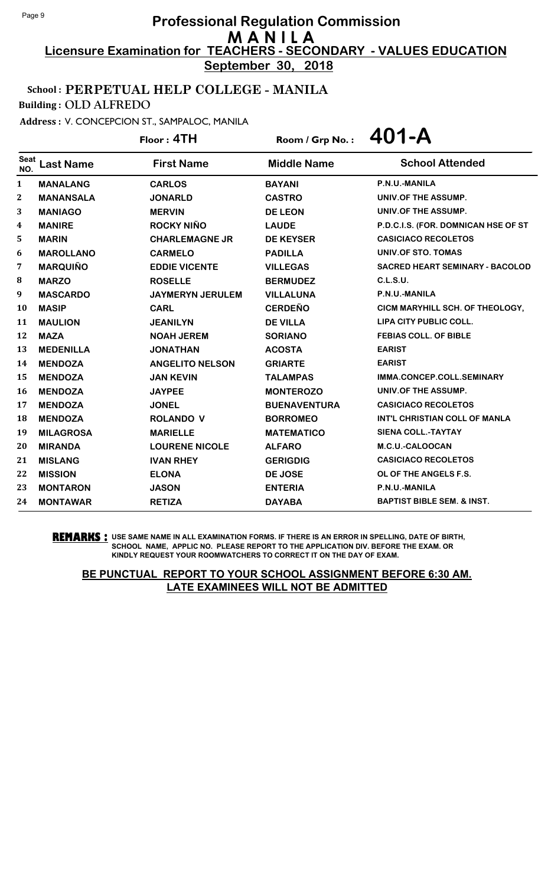# Professional Regulation Commission
# M A N I L A
## Licensure Examination for TEACHERS - SECONDARY - VALUES EDUCATION
**September 30, 2018**

**School : PERPETUAL HELP COLLEGE - MANILA**

**Building : OLD ALFREDO**

**Address : V. CONCEPCION ST., SAMPALOC, MANILA**

**Floor : 4TH** | **Room / Grp No. : 401-A**

| Seat NO. | Last Name | First Name | Middle Name | School Attended |
|---|---|---|---|---|
| 1 | MANALANG | CARLOS | BAYANI | P.N.U.-MANILA |
| 2 | MANANSALA | JONARLD | CASTRO | UNIV.OF THE ASSUMP. |
| 3 | MANIAGO | MERVIN | DE LEON | UNIV.OF THE ASSUMP. |
| 4 | MANIRE | ROCKY NIÑO | LAUDE | P.D.C.I.S. (FOR. DOMNICAN HSE OF ST |
| 5 | MARIN | CHARLEMAGNE JR | DE KEYSER | CASICIACO RECOLETOS |
| 6 | MAROLLANO | CARMELO | PADILLA | UNIV.OF STO. TOMAS |
| 7 | MARQUIÑO | EDDIE VICENTE | VILLEGAS | SACRED HEART SEMINARY - BACOLOD |
| 8 | MARZO | ROSELLE | BERMUDEZ | C.L.S.U. |
| 9 | MASCARDO | JAYMERYN JERULEM | VILLALUNA | P.N.U.-MANILA |
| 10 | MASIP | CARL | CERDEÑO | CICM MARYHILL SCH. OF THEOLOGY, |
| 11 | MAULION | JEANILYN | DE VILLA | LIPA CITY PUBLIC COLL. |
| 12 | MAZA | NOAH JEREM | SORIANO | FEBIAS COLL. OF BIBLE |
| 13 | MEDENILLA | JONATHAN | ACOSTA | EARIST |
| 14 | MENDOZA | ANGELITO NELSON | GRIARTE | EARIST |
| 15 | MENDOZA | JAN KEVIN | TALAMPAS | IMMA.CONCEP.COLL.SEMINARY |
| 16 | MENDOZA | JAYPEE | MONTEROZO | UNIV.OF THE ASSUMP. |
| 17 | MENDOZA | JONEL | BUENAVENTURA | CASICIACO RECOLETOS |
| 18 | MENDOZA | ROLANDO V | BORROMEO | INT'L CHRISTIAN COLL OF MANLA |
| 19 | MILAGROSA | MARIELLE | MATEMATICO | SIENA COLL.-TAYTAY |
| 20 | MIRANDA | LOURENE NICOLE | ALFARO | M.C.U.-CALOOCAN |
| 21 | MISLANG | IVAN RHEY | GERIGDIG | CASICIACO RECOLETOS |
| 22 | MISSION | ELONA | DE JOSE | OL OF THE ANGELS F.S. |
| 23 | MONTARON | JASON | ENTERIA | P.N.U.-MANILA |
| 24 | MONTAWAR | RETIZA | DAYABA | BAPTIST BIBLE SEM. & INST. |

**REMARKS :** USE SAME NAME IN ALL EXAMINATION FORMS. IF THERE IS AN ERROR IN SPELLING, DATE OF BIRTH, SCHOOL NAME, APPLIC NO. PLEASE REPORT TO THE APPLICATION DIV. BEFORE THE EXAM. OR KINDLY REQUEST YOUR ROOMWATCHERS TO CORRECT IT ON THE DAY OF EXAM.

**BE PUNCTUAL REPORT TO YOUR SCHOOL ASSIGNMENT BEFORE 6:30 AM. LATE EXAMINEES WILL NOT BE ADMITTED**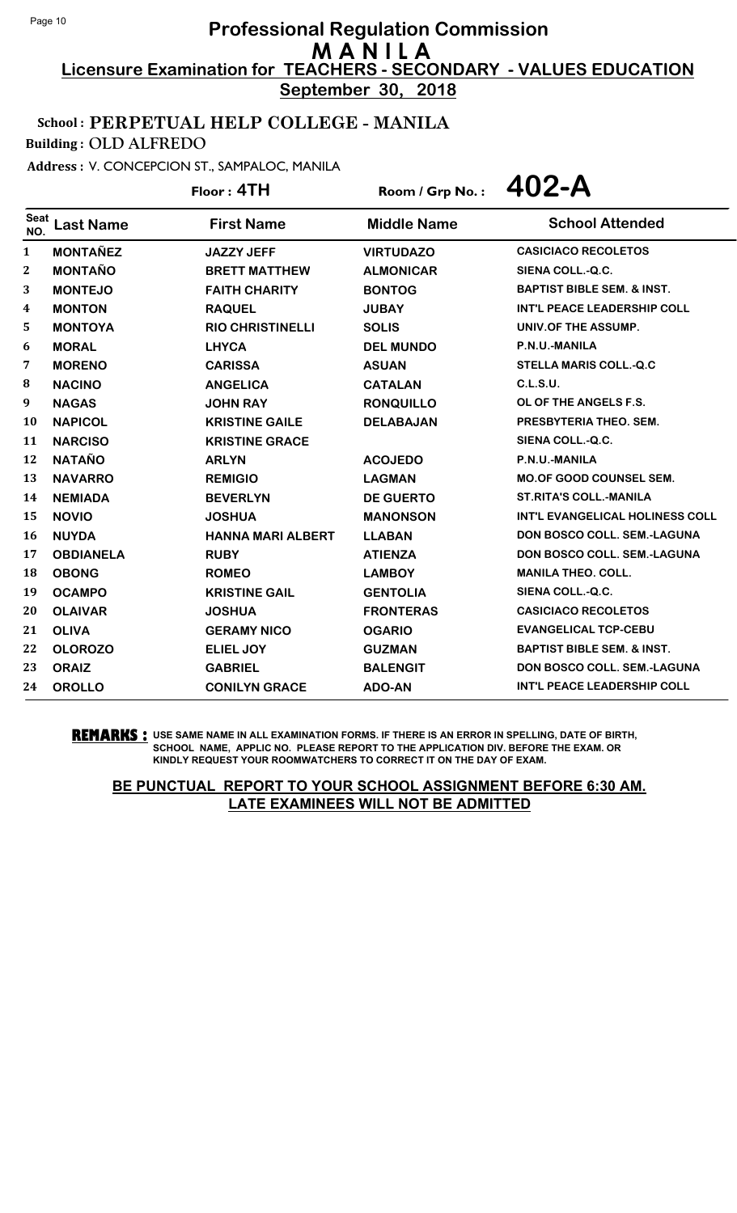# Professional Regulation Commission
## M A N I L A
### Licensure Examination for TEACHERS - SECONDARY - VALUES EDUCATION
**September 30, 2018**

**School : PERPETUAL HELP COLLEGE - MANILA**

**Building : OLD ALFREDO**

**Address : V. CONCEPCION ST., SAMPALOC, MANILA**

**Floor : 4TH** Room / Grp No. : **402-A**

| Seat NO. | Last Name | First Name | Middle Name | School Attended |
|---|---|---|---|---|
| 1 | MONTAÑEZ | JAZZY JEFF | VIRTUDAZO | CASICIACO RECOLETOS |
| 2 | MONTAÑO | BRETT MATTHEW | ALMONICAR | SIENA COLL.-Q.C. |
| 3 | MONTEJO | FAITH CHARITY | BONTOG | BAPTIST BIBLE SEM. & INST. |
| 4 | MONTON | RAQUEL | JUBAY | INT'L PEACE LEADERSHIP COLL |
| 5 | MONTOYA | RIO CHRISTINELLI | SOLIS | UNIV.OF THE ASSUMP. |
| 6 | MORAL | LHYCA | DEL MUNDO | P.N.U.-MANILA |
| 7 | MORENO | CARISSA | ASUAN | STELLA MARIS COLL.-Q.C |
| 8 | NACINO | ANGELICA | CATALAN | C.L.S.U. |
| 9 | NAGAS | JOHN RAY | RONQUILLO | OL OF THE ANGELS F.S. |
| 10 | NAPICOL | KRISTINE GAILE | DELABAJAN | PRESBYTERIA THEO. SEM. |
| 11 | NARCISO | KRISTINE GRACE | | SIENA COLL.-Q.C. |
| 12 | NATAÑO | ARLYN | ACOJEDO | P.N.U.-MANILA |
| 13 | NAVARRO | REMIGIO | LAGMAN | MO.OF GOOD COUNSEL SEM. |
| 14 | NEMIADA | BEVERLYN | DE GUERTO | ST.RITA'S COLL.-MANILA |
| 15 | NOVIO | JOSHUA | MANONSON | INT'L EVANGELICAL HOLINESS COLL |
| 16 | NUYDA | HANNA MARI ALBERT | LLABAN | DON BOSCO COLL. SEM.-LAGUNA |
| 17 | OBDIANELA | RUBY | ATIENZA | DON BOSCO COLL. SEM.-LAGUNA |
| 18 | OBONG | ROMEO | LAMBOY | MANILA THEO. COLL. |
| 19 | OCAMPO | KRISTINE GAIL | GENTOLIA | SIENA COLL.-Q.C. |
| 20 | OLAIVAR | JOSHUA | FRONTERAS | CASICIACO RECOLETOS |
| 21 | OLIVA | GERAMY NICO | OGARIO | EVANGELICAL TCP-CEBU |
| 22 | OLOROZO | ELIEL JOY | GUZMAN | BAPTIST BIBLE SEM. & INST. |
| 23 | ORAIZ | GABRIEL | BALENGIT | DON BOSCO COLL. SEM.-LAGUNA |
| 24 | OROLLO | CONILYN GRACE | ADO-AN | INT'L PEACE LEADERSHIP COLL |

**REMARKS :** USE SAME NAME IN ALL EXAMINATION FORMS. IF THERE IS AN ERROR IN SPELLING, DATE OF BIRTH, SCHOOL NAME, APPLIC NO. PLEASE REPORT TO THE APPLICATION DIV. BEFORE THE EXAM. OR KINDLY REQUEST YOUR ROOMWATCHERS TO CORRECT IT ON THE DAY OF EXAM.

**BE PUNCTUAL REPORT TO YOUR SCHOOL ASSIGNMENT BEFORE 6:30 AM. LATE EXAMINEES WILL NOT BE ADMITTED**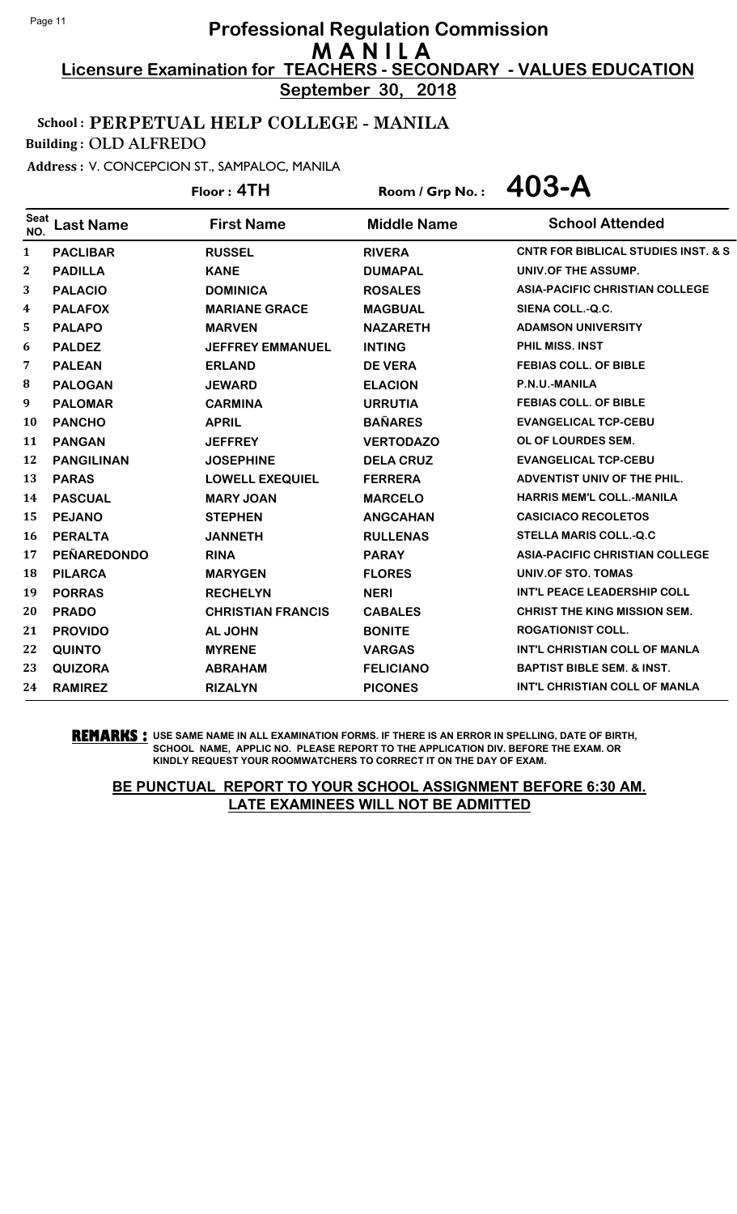# Professional Regulation Commission
## MANILA
### Licensure Examination for TEACHERS - SECONDARY - VALUES EDUCATION
**September 30, 2018**

**School : PERPETUAL HELP COLLEGE - MANILA**

**Building : OLD ALFREDO**

**Address : V. CONCEPCION ST., SAMPALOC, MANILA**

**Floor : 4TH** | **Room / Grp No. : 403-A**

| Seat NO. | Last Name | First Name | Middle Name | School Attended |
|---|---|---|---|---|
| 1 | PACLIBAR | RUSSEL | RIVERA | CNTR FOR BIBLICAL STUDIES INST. & S |
| 2 | PADILLA | KANE | DUMAPAL | UNIV.OF THE ASSUMP. |
| 3 | PALACIO | DOMINICA | ROSALES | ASIA-PACIFIC CHRISTIAN COLLEGE |
| 4 | PALAFOX | MARIANE GRACE | MAGBUAL | SIENA COLL.-Q.C. |
| 5 | PALAPO | MARVEN | NAZARETH | ADAMSON UNIVERSITY |
| 6 | PALDEZ | JEFFREY EMMANUEL | INTING | PHIL MISS. INST |
| 7 | PALEAN | ERLAND | DE VERA | FEBIAS COLL. OF BIBLE |
| 8 | PALOGAN | JEWARD | ELACION | P.N.U.-MANILA |
| 9 | PALOMAR | CARMINA | URRUTIA | FEBIAS COLL. OF BIBLE |
| 10 | PANCHO | APRIL | BAÑARES | EVANGELICAL TCP-CEBU |
| 11 | PANGAN | JEFFREY | VERTODAZO | OL OF LOURDES SEM. |
| 12 | PANGILINAN | JOSEPHINE | DELA CRUZ | EVANGELICAL TCP-CEBU |
| 13 | PARAS | LOWELL EXEQUIEL | FERRERA | ADVENTIST UNIV OF THE PHIL. |
| 14 | PASCUAL | MARY JOAN | MARCELO | HARRIS MEM'L COLL.-MANILA |
| 15 | PEJANO | STEPHEN | ANGCAHAN | CASICIACO RECOLETOS |
| 16 | PERALTA | JANNETH | RULLENAS | STELLA MARIS COLL.-Q.C |
| 17 | PEÑAREDONDO | RINA | PARAY | ASIA-PACIFIC CHRISTIAN COLLEGE |
| 18 | PILARCA | MARYGEN | FLORES | UNIV.OF STO. TOMAS |
| 19 | PORRAS | RECHELYN | NERI | INT'L PEACE LEADERSHIP COLL |
| 20 | PRADO | CHRISTIAN FRANCIS | CABALES | CHRIST THE KING MISSION SEM. |
| 21 | PROVIDO | AL JOHN | BONITE | ROGATIONIST COLL. |
| 22 | QUINTO | MYRENE | VARGAS | INT'L CHRISTIAN COLL OF MANLA |
| 23 | QUIZORA | ABRAHAM | FELICIANO | BAPTIST BIBLE SEM. & INST. |
| 24 | RAMIREZ | RIZALYN | PICONES | INT'L CHRISTIAN COLL OF MANLA |

**REMARKS :** USE SAME NAME IN ALL EXAMINATION FORMS. IF THERE IS AN ERROR IN SPELLING, DATE OF BIRTH, SCHOOL NAME, APPLIC NO. PLEASE REPORT TO THE APPLICATION DIV. BEFORE THE EXAM. OR KINDLY REQUEST YOUR ROOMWATCHERS TO CORRECT IT ON THE DAY OF EXAM.

**BE PUNCTUAL REPORT TO YOUR SCHOOL ASSIGNMENT BEFORE 6:30 AM. LATE EXAMINEES WILL NOT BE ADMITTED**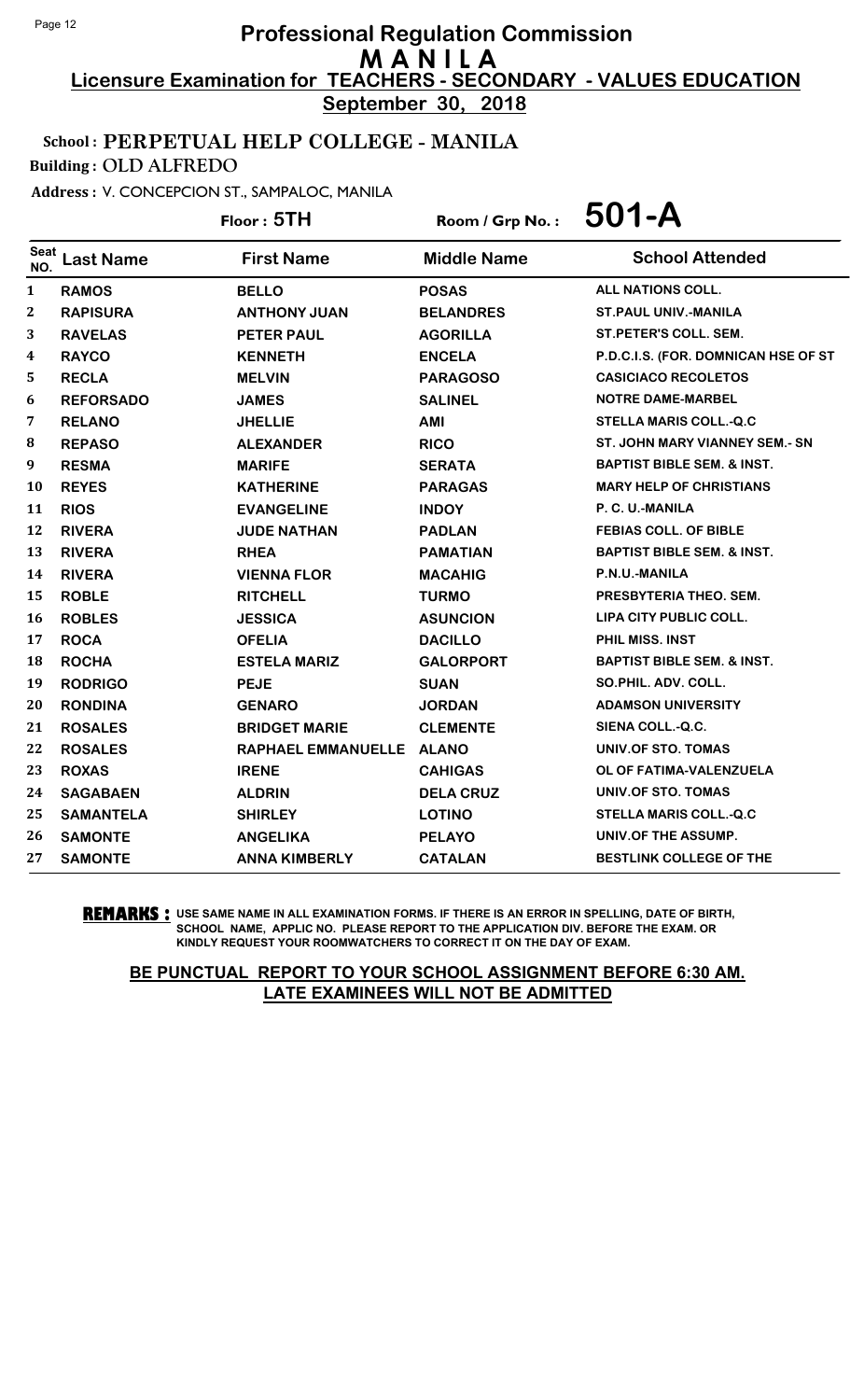# Professional Regulation Commission
## MANILA
### Licensure Examination for TEACHERS - SECONDARY - VALUES EDUCATION
**September 30, 2018**

**School : PERPETUAL HELP COLLEGE - MANILA**

**Building : OLD ALFREDO**

**Address : V. CONCEPCION ST., SAMPALOC, MANILA**

**Floor : 5TH** **Room / Grp No. : 501-A**

| Seat NO. | Last Name | First Name | Middle Name | School Attended |
|---|---|---|---|---|
| 1 | RAMOS | BELLO | POSAS | ALL NATIONS COLL. |
| 2 | RAPISURA | ANTHONY JUAN | BELANDRES | ST.PAUL UNIV.-MANILA |
| 3 | RAVELAS | PETER PAUL | AGORILLA | ST.PETER'S COLL. SEM. |
| 4 | RAYCO | KENNETH | ENCELA | P.D.C.I.S. (FOR. DOMNICAN HSE OF ST |
| 5 | RECLA | MELVIN | PARAGOSO | CASICIACO RECOLETOS |
| 6 | REFORSADO | JAMES | SALINEL | NOTRE DAME-MARBEL |
| 7 | RELANO | JHELLIE | AMI | STELLA MARIS COLL.-Q.C |
| 8 | REPASO | ALEXANDER | RICO | ST. JOHN MARY VIANNEY SEM.- SN |
| 9 | RESMA | MARIFE | SERATA | BAPTIST BIBLE SEM. & INST. |
| 10 | REYES | KATHERINE | PARAGAS | MARY HELP OF CHRISTIANS |
| 11 | RIOS | EVANGELINE | INDOY | P. C. U.-MANILA |
| 12 | RIVERA | JUDE NATHAN | PADLAN | FEBIAS COLL. OF BIBLE |
| 13 | RIVERA | RHEA | PAMATIAN | BAPTIST BIBLE SEM. & INST. |
| 14 | RIVERA | VIENNA FLOR | MACAHIG | P.N.U.-MANILA |
| 15 | ROBLE | RITCHELL | TURMO | PRESBYTERIA THEO. SEM. |
| 16 | ROBLES | JESSICA | ASUNCION | LIPA CITY PUBLIC COLL. |
| 17 | ROCA | OFELIA | DACILLO | PHIL MISS. INST |
| 18 | ROCHA | ESTELA MARIZ | GALORPORT | BAPTIST BIBLE SEM. & INST. |
| 19 | RODRIGO | PEJE | SUAN | SO.PHIL. ADV. COLL. |
| 20 | RONDINA | GENARO | JORDAN | ADAMSON UNIVERSITY |
| 21 | ROSALES | BRIDGET MARIE | CLEMENTE | SIENA COLL.-Q.C. |
| 22 | ROSALES | RAPHAEL EMMANUELLE | ALANO | UNIV.OF STO. TOMAS |
| 23 | ROXAS | IRENE | CAHIGAS | OL OF FATIMA-VALENZUELA |
| 24 | SAGABAEN | ALDRIN | DELA CRUZ | UNIV.OF STO. TOMAS |
| 25 | SAMANTELA | SHIRLEY | LOTINO | STELLA MARIS COLL.-Q.C |
| 26 | SAMONTE | ANGELIKA | PELAYO | UNIV.OF THE ASSUMP. |
| 27 | SAMONTE | ANNA KIMBERLY | CATALAN | BESTLINK COLLEGE OF THE |

**REMARKS :** USE SAME NAME IN ALL EXAMINATION FORMS. IF THERE IS AN ERROR IN SPELLING, DATE OF BIRTH, SCHOOL NAME, APPLIC NO. PLEASE REPORT TO THE APPLICATION DIV. BEFORE THE EXAM. OR KINDLY REQUEST YOUR ROOMWATCHERS TO CORRECT IT ON THE DAY OF EXAM.

**BE PUNCTUAL REPORT TO YOUR SCHOOL ASSIGNMENT BEFORE 6:30 AM. LATE EXAMINEES WILL NOT BE ADMITTED**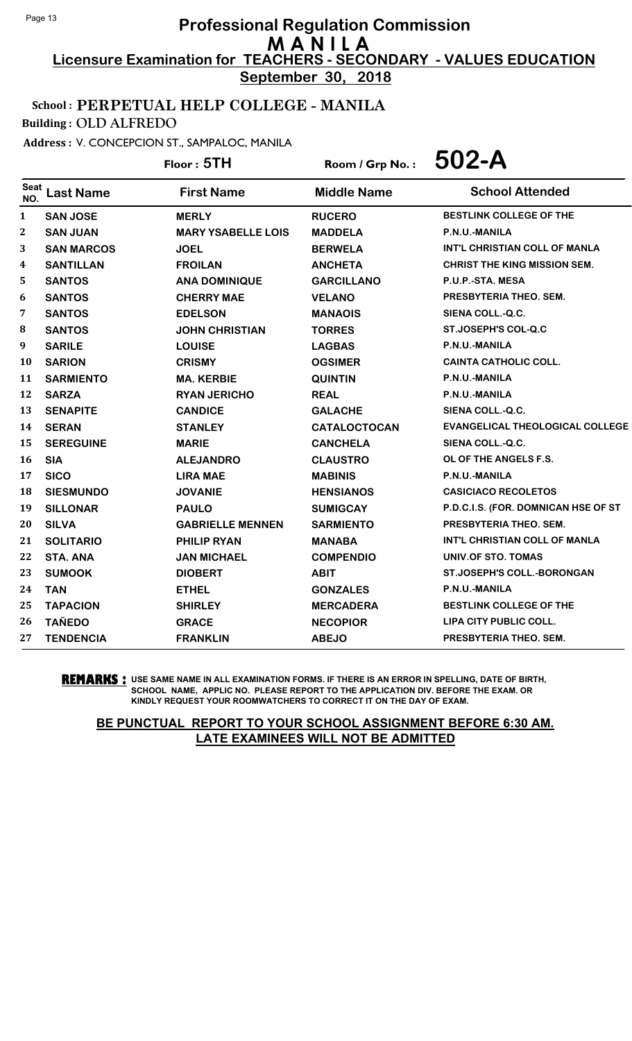# Professional Regulation Commission

## M A N I L A

### Licensure Examination for TEACHERS - SECONDARY - VALUES EDUCATION

**September 30, 2018**

**School : PERPETUAL HELP COLLEGE - MANILA**

**Building : OLD ALFREDO**

**Address : V. CONCEPCION ST., SAMPALOC, MANILA**

**Floor : 5TH** **Room / Grp No. : 502-A**

| Seat NO. | Last Name | First Name | Middle Name | School Attended |
|---|---|---|---|---|
| 1 | SAN JOSE | MERLY | RUCERO | BESTLINK COLLEGE OF THE |
| 2 | SAN JUAN | MARY YSABELLE LOIS | MADDELA | P.N.U.-MANILA |
| 3 | SAN MARCOS | JOEL | BERWELA | INT'L CHRISTIAN COLL OF MANLA |
| 4 | SANTILLAN | FROILAN | ANCHETA | CHRIST THE KING MISSION SEM. |
| 5 | SANTOS | ANA DOMINIQUE | GARCILLANO | P.U.P.-STA. MESA |
| 6 | SANTOS | CHERRY MAE | VELANO | PRESBYTERIA THEO. SEM. |
| 7 | SANTOS | EDELSON | MANAOIS | SIENA COLL.-Q.C. |
| 8 | SANTOS | JOHN CHRISTIAN | TORRES | ST.JOSEPH'S COL-Q.C |
| 9 | SARILE | LOUISE | LAGBAS | P.N.U.-MANILA |
| 10 | SARION | CRISMY | OGSIMER | CAINTA CATHOLIC COLL. |
| 11 | SARMIENTO | MA. KERBIE | QUINTIN | P.N.U.-MANILA |
| 12 | SARZA | RYAN JERICHO | REAL | P.N.U.-MANILA |
| 13 | SENAPITE | CANDICE | GALACHE | SIENA COLL.-Q.C. |
| 14 | SERAN | STANLEY | CATALOCTOCAN | EVANGELICAL THEOLOGICAL COLLEGE |
| 15 | SEREGUINE | MARIE | CANCHELA | SIENA COLL.-Q.C. |
| 16 | SIA | ALEJANDRO | CLAUSTRO | OL OF THE ANGELS F.S. |
| 17 | SICO | LIRA MAE | MABINIS | P.N.U.-MANILA |
| 18 | SIESMUNDO | JOVANIE | HENSIANOS | CASICIACO RECOLETOS |
| 19 | SILLONAR | PAULO | SUMIGCAY | P.D.C.I.S. (FOR. DOMNICAN HSE OF ST |
| 20 | SILVA | GABRIELLE MENNEN | SARMIENTO | PRESBYTERIA THEO. SEM. |
| 21 | SOLITARIO | PHILIP RYAN | MANABA | INT'L CHRISTIAN COLL OF MANLA |
| 22 | STA. ANA | JAN MICHAEL | COMPENDIO | UNIV.OF STO. TOMAS |
| 23 | SUMOOK | DIOBERT | ABIT | ST.JOSEPH'S COLL.-BORONGAN |
| 24 | TAN | ETHEL | GONZALES | P.N.U.-MANILA |
| 25 | TAPACION | SHIRLEY | MERCADERA | BESTLINK COLLEGE OF THE |
| 26 | TAÑEDO | GRACE | NECOPIOR | LIPA CITY PUBLIC COLL. |
| 27 | TENDENCIA | FRANKLIN | ABEJO | PRESBYTERIA THEO. SEM. |

**REMARKS :** USE SAME NAME IN ALL EXAMINATION FORMS. IF THERE IS AN ERROR IN SPELLING, DATE OF BIRTH, SCHOOL NAME, APPLIC NO. PLEASE REPORT TO THE APPLICATION DIV. BEFORE THE EXAM. OR KINDLY REQUEST YOUR ROOMWATCHERS TO CORRECT IT ON THE DAY OF EXAM.

**BE PUNCTUAL REPORT TO YOUR SCHOOL ASSIGNMENT BEFORE 6:30 AM. LATE EXAMINEES WILL NOT BE ADMITTED**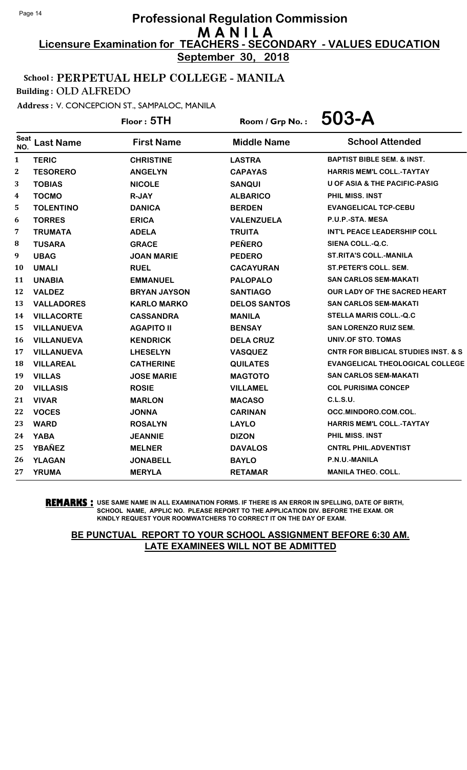# Professional Regulation Commission

## M A N I L A

**Licensure Examination for TEACHERS - SECONDARY - VALUES EDUCATION**

**September 30, 2018**

School : **PERPETUAL HELP COLLEGE - MANILA**

Building : OLD ALFREDO

Address : V. CONCEPCION ST., SAMPALOC, MANILA

Floor : **5TH** Room / Grp No. : **503-A**

| Seat NO. | Last Name | First Name | Middle Name | School Attended |
|---|---|---|---|---|
| 1 | TERIC | CHRISTINE | LASTRA | BAPTIST BIBLE SEM. & INST. |
| 2 | TESORERO | ANGELYN | CAPAYAS | HARRIS MEM'L COLL.-TAYTAY |
| 3 | TOBIAS | NICOLE | SANQUI | U OF ASIA & THE PACIFIC-PASIG |
| 4 | TOCMO | R-JAY | ALBARICO | PHIL MISS. INST |
| 5 | TOLENTINO | DANICA | BERDEN | EVANGELICAL TCP-CEBU |
| 6 | TORRES | ERICA | VALENZUELA | P.U.P.-STA. MESA |
| 7 | TRUMATA | ADELA | TRUITA | INT'L PEACE LEADERSHIP COLL |
| 8 | TUSARA | GRACE | PEÑERO | SIENA COLL.-Q.C. |
| 9 | UBAG | JOAN MARIE | PEDERO | ST.RITA'S COLL.-MANILA |
| 10 | UMALI | RUEL | CACAYURAN | ST.PETER'S COLL. SEM. |
| 11 | UNABIA | EMMANUEL | PALOPALO | SAN CARLOS SEM-MAKATI |
| 12 | VALDEZ | BRYAN JAYSON | SANTIAGO | OUR LADY OF THE SACRED HEART |
| 13 | VALLADORES | KARLO MARKO | DELOS SANTOS | SAN CARLOS SEM-MAKATI |
| 14 | VILLACORTE | CASSANDRA | MANILA | STELLA MARIS COLL.-Q.C |
| 15 | VILLANUEVA | AGAPITO II | BENSAY | SAN LORENZO RUIZ SEM. |
| 16 | VILLANUEVA | KENDRICK | DELA CRUZ | UNIV.OF STO. TOMAS |
| 17 | VILLANUEVA | LHESELYN | VASQUEZ | CNTR FOR BIBLICAL STUDIES INST. & S |
| 18 | VILLAREAL | CATHERINE | QUILATES | EVANGELICAL THEOLOGICAL COLLEGE |
| 19 | VILLAS | JOSE MARIE | MAGTOTO | SAN CARLOS SEM-MAKATI |
| 20 | VILLASIS | ROSIE | VILLAMEL | COL PURISIMA CONCEP |
| 21 | VIVAR | MARLON | MACASO | C.L.S.U. |
| 22 | VOCES | JONNA | CARINAN | OCC.MINDORO.COM.COL. |
| 23 | WARD | ROSALYN | LAYLO | HARRIS MEM'L COLL.-TAYTAY |
| 24 | YABA | JEANNIE | DIZON | PHIL MISS. INST |
| 25 | YBAÑEZ | MELNER | DAVALOS | CNTRL PHIL.ADVENTIST |
| 26 | YLAGAN | JONABELL | BAYLO | P.N.U.-MANILA |
| 27 | YRUMA | MERYLA | RETAMAR | MANILA THEO. COLL. |

**REMARKS :** USE SAME NAME IN ALL EXAMINATION FORMS. IF THERE IS AN ERROR IN SPELLING, DATE OF BIRTH, SCHOOL NAME, APPLIC NO. PLEASE REPORT TO THE APPLICATION DIV. BEFORE THE EXAM. OR KINDLY REQUEST YOUR ROOMWATCHERS TO CORRECT IT ON THE DAY OF EXAM.

**BE PUNCTUAL REPORT TO YOUR SCHOOL ASSIGNMENT BEFORE 6:30 AM.**
**LATE EXAMINEES WILL NOT BE ADMITTED**